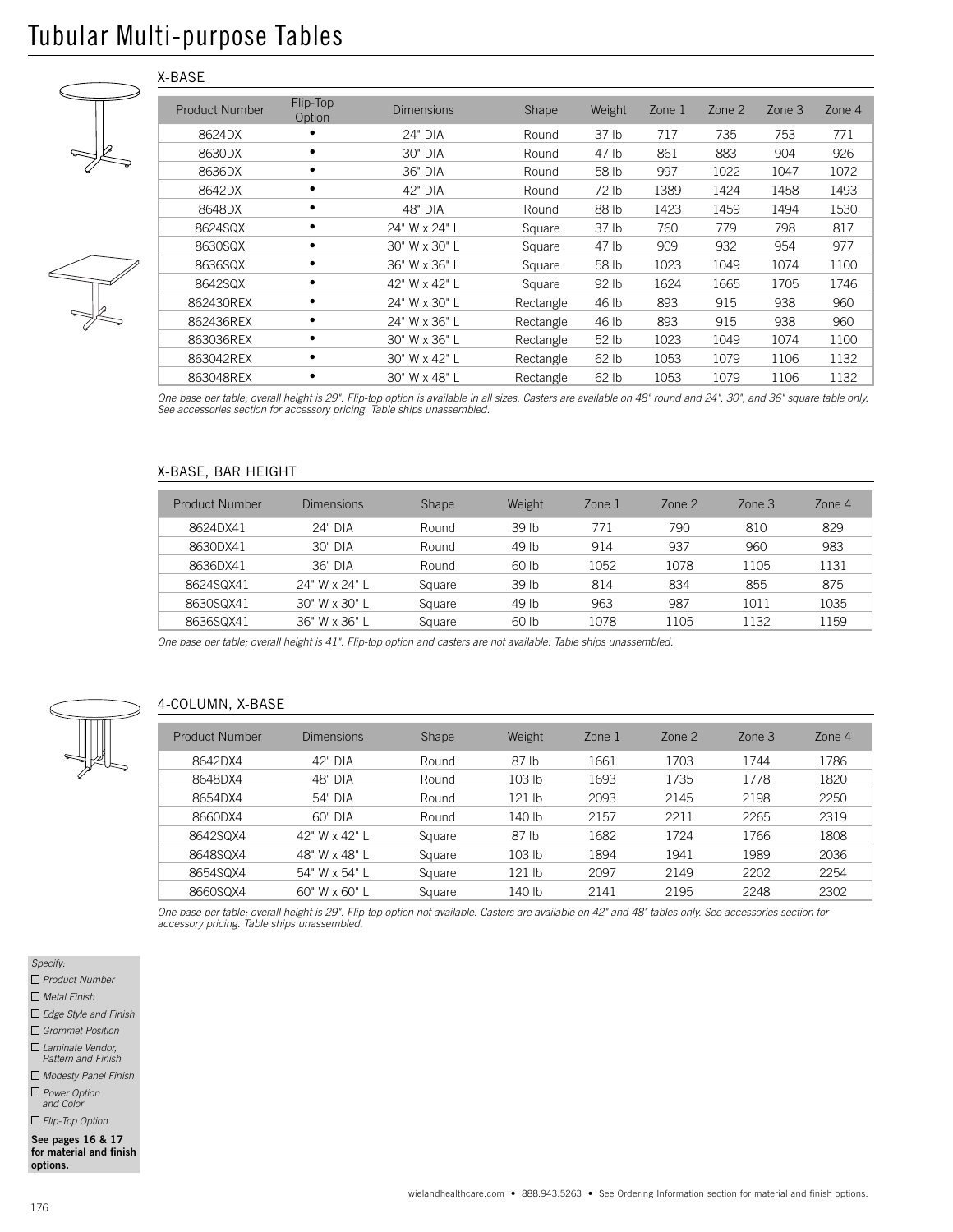# Tubular Multi-purpose Tables

## X-BASE

| Product Number | Flip-Top Option | Dimensions | Shape | Weight | Zone 1 | Zone 2 | Zone 3 | Zone 4 |
|---|---|---|---|---|---|---|---|---|
| 8624DX | • | 24" DIA | Round | 37 lb | 717 | 735 | 753 | 771 |
| 8630DX | • | 30" DIA | Round | 47 lb | 861 | 883 | 904 | 926 |
| 8636DX | • | 36" DIA | Round | 58 lb | 997 | 1022 | 1047 | 1072 |
| 8642DX | • | 42" DIA | Round | 72 lb | 1389 | 1424 | 1458 | 1493 |
| 8648DX | • | 48" DIA | Round | 88 lb | 1423 | 1459 | 1494 | 1530 |
| 8624SQX | • | 24" W x 24" L | Square | 37 lb | 760 | 779 | 798 | 817 |
| 8630SQX | • | 30" W x 30" L | Square | 47 lb | 909 | 932 | 954 | 977 |
| 8636SQX | • | 36" W x 36" L | Square | 58 lb | 1023 | 1049 | 1074 | 1100 |
| 8642SQX | • | 42" W x 42" L | Square | 92 lb | 1624 | 1665 | 1705 | 1746 |
| 862430REX | • | 24" W x 30" L | Rectangle | 46 lb | 893 | 915 | 938 | 960 |
| 862436REX | • | 24" W x 36" L | Rectangle | 46 lb | 893 | 915 | 938 | 960 |
| 863036REX | • | 30" W x 36" L | Rectangle | 52 lb | 1023 | 1049 | 1074 | 1100 |
| 863042REX | • | 30" W x 42" L | Rectangle | 62 lb | 1053 | 1079 | 1106 | 1132 |
| 863048REX | • | 30" W x 48" L | Rectangle | 62 lb | 1053 | 1079 | 1106 | 1132 |

*One base per table; overall height is 29". Flip-top option is available in all sizes. Casters are available on 48" round and 24", 30", and 36" square table only. See accessories section for accessory pricing. Table ships unassembled.*

## X-BASE, BAR HEIGHT

| Product Number | Dimensions | Shape | Weight | Zone 1 | Zone 2 | Zone 3 | Zone 4 |
|---|---|---|---|---|---|---|---|
| 8624DX41 | 24" DIA | Round | 39 lb | 771 | 790 | 810 | 829 |
| 8630DX41 | 30" DIA | Round | 49 lb | 914 | 937 | 960 | 983 |
| 8636DX41 | 36" DIA | Round | 60 lb | 1052 | 1078 | 1105 | 1131 |
| 8624SQX41 | 24" W x 24" L | Square | 39 lb | 814 | 834 | 855 | 875 |
| 8630SQX41 | 30" W x 30" L | Square | 49 lb | 963 | 987 | 1011 | 1035 |
| 8636SQX41 | 36" W x 36" L | Square | 60 lb | 1078 | 1105 | 1132 | 1159 |

*One base per table; overall height is 41". Flip-top option and casters are not available. Table ships unassembled.*

## 4-COLUMN, X-BASE

| Product Number | Dimensions | Shape | Weight | Zone 1 | Zone 2 | Zone 3 | Zone 4 |
|---|---|---|---|---|---|---|---|
| 8642DX4 | 42" DIA | Round | 87 lb | 1661 | 1703 | 1744 | 1786 |
| 8648DX4 | 48" DIA | Round | 103 lb | 1693 | 1735 | 1778 | 1820 |
| 8654DX4 | 54" DIA | Round | 121 lb | 2093 | 2145 | 2198 | 2250 |
| 8660DX4 | 60" DIA | Round | 140 lb | 2157 | 2211 | 2265 | 2319 |
| 8642SQX4 | 42" W x 42" L | Square | 87 lb | 1682 | 1724 | 1766 | 1808 |
| 8648SQX4 | 48" W x 48" L | Square | 103 lb | 1894 | 1941 | 1989 | 2036 |
| 8654SQX4 | 54" W x 54" L | Square | 121 lb | 2097 | 2149 | 2202 | 2254 |
| 8660SQX4 | 60" W x 60" L | Square | 140 lb | 2141 | 2195 | 2248 | 2302 |

*One base per table; overall height is 29". Flip-top option not available. Casters are available on 42" and 48" tables only. See accessories section for accessory pricing. Table ships unassembled.*

*Specify:*

- ☐ *Product Number*
- ☐ *Metal Finish*
- ☐ *Edge Style and Finish*
- ☐ *Grommet Position*
- ☐ *Laminate Vendor, Pattern and Finish*
- ☐ *Modesty Panel Finish*
- ☐ *Power Option and Color*
- ☐ *Flip-Top Option*

**See pages 16 & 17 for material and finish options.**

wielandhealthcare.com • 888.943.5263 • See Ordering Information section for material and finish options.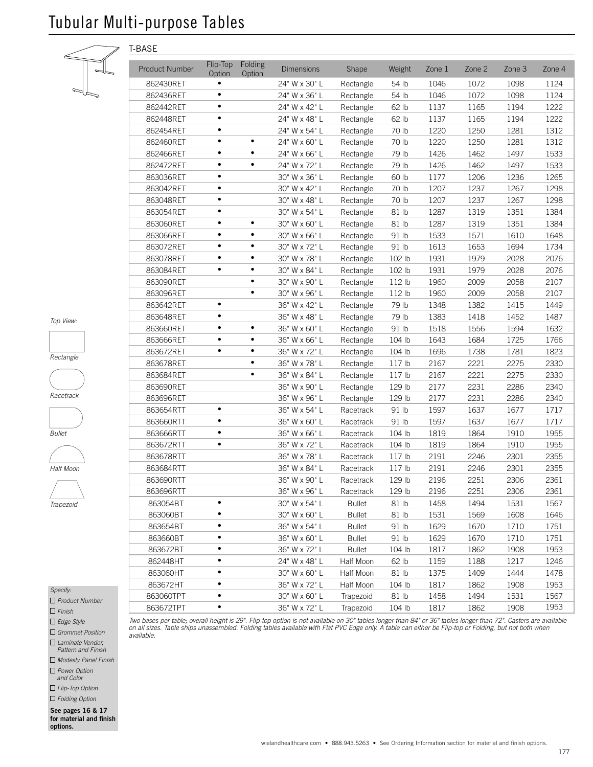# Tubular Multi-purpose Tables

## T-BASE

| Product Number | Flip-Top Option | Folding Option | Dimensions | Shape | Weight | Zone 1 | Zone 2 | Zone 3 | Zone 4 |
|---|---|---|---|---|---|---|---|---|---|
| 862430RET | • | | 24" W x 30" L | Rectangle | 54 lb | 1046 | 1072 | 1098 | 1124 |
| 862436RET | • | | 24" W x 36" L | Rectangle | 54 lb | 1046 | 1072 | 1098 | 1124 |
| 862442RET | • | | 24" W x 42" L | Rectangle | 62 lb | 1137 | 1165 | 1194 | 1222 |
| 862448RET | • | | 24" W x 48" L | Rectangle | 62 lb | 1137 | 1165 | 1194 | 1222 |
| 862454RET | • | | 24" W x 54" L | Rectangle | 70 lb | 1220 | 1250 | 1281 | 1312 |
| 862460RET | • | • | 24" W x 60" L | Rectangle | 70 lb | 1220 | 1250 | 1281 | 1312 |
| 862466RET | • | • | 24" W x 66" L | Rectangle | 79 lb | 1426 | 1462 | 1497 | 1533 |
| 862472RET | • | • | 24" W x 72" L | Rectangle | 79 lb | 1426 | 1462 | 1497 | 1533 |
| 863036RET | • | | 30" W x 36" L | Rectangle | 60 lb | 1177 | 1206 | 1236 | 1265 |
| 863042RET | • | | 30" W x 42" L | Rectangle | 70 lb | 1207 | 1237 | 1267 | 1298 |
| 863048RET | • | | 30" W x 48" L | Rectangle | 70 lb | 1207 | 1237 | 1267 | 1298 |
| 863054RET | • | | 30" W x 54" L | Rectangle | 81 lb | 1287 | 1319 | 1351 | 1384 |
| 863060RET | • | • | 30" W x 60" L | Rectangle | 81 lb | 1287 | 1319 | 1351 | 1384 |
| 863066RET | • | • | 30" W x 66" L | Rectangle | 91 lb | 1533 | 1571 | 1610 | 1648 |
| 863072RET | • | • | 30" W x 72" L | Rectangle | 91 lb | 1613 | 1653 | 1694 | 1734 |
| 863078RET | • | • | 30" W x 78" L | Rectangle | 102 lb | 1931 | 1979 | 2028 | 2076 |
| 863084RET | • | • | 30" W x 84" L | Rectangle | 102 lb | 1931 | 1979 | 2028 | 2076 |
| 863090RET | | • | 30" W x 90" L | Rectangle | 112 lb | 1960 | 2009 | 2058 | 2107 |
| 863096RET | | • | 30" W x 96" L | Rectangle | 112 lb | 1960 | 2009 | 2058 | 2107 |
| 863642RET | • | | 36" W x 42" L | Rectangle | 79 lb | 1348 | 1382 | 1415 | 1449 |
| 863648RET | • | | 36" W x 48" L | Rectangle | 79 lb | 1383 | 1418 | 1452 | 1487 |
| 863660RET | • | • | 36" W x 60" L | Rectangle | 91 lb | 1518 | 1556 | 1594 | 1632 |
| 863666RET | • | • | 36" W x 66" L | Rectangle | 104 lb | 1643 | 1684 | 1725 | 1766 |
| 863672RET | • | • | 36" W x 72" L | Rectangle | 104 lb | 1696 | 1738 | 1781 | 1823 |
| 863678RET | | • | 36" W x 78" L | Rectangle | 117 lb | 2167 | 2221 | 2275 | 2330 |
| 863684RET | | • | 36" W x 84" L | Rectangle | 117 lb | 2167 | 2221 | 2275 | 2330 |
| 863690RET | | | 36" W x 90" L | Rectangle | 129 lb | 2177 | 2231 | 2286 | 2340 |
| 863696RET | | | 36" W x 96" L | Rectangle | 129 lb | 2177 | 2231 | 2286 | 2340 |
| 863654RTT | • | | 36" W x 54" L | Racetrack | 91 lb | 1597 | 1637 | 1677 | 1717 |
| 863660RTT | • | | 36" W x 60" L | Racetrack | 91 lb | 1597 | 1637 | 1677 | 1717 |
| 863666RTT | • | | 36" W x 66" L | Racetrack | 104 lb | 1819 | 1864 | 1910 | 1955 |
| 863672RTT | • | | 36" W x 72" L | Racetrack | 104 lb | 1819 | 1864 | 1910 | 1955 |
| 863678RTT | | | 36" W x 78" L | Racetrack | 117 lb | 2191 | 2246 | 2301 | 2355 |
| 863684RTT | | | 36" W x 84" L | Racetrack | 117 lb | 2191 | 2246 | 2301 | 2355 |
| 863690RTT | | | 36" W x 90" L | Racetrack | 129 lb | 2196 | 2251 | 2306 | 2361 |
| 863696RTT | | | 36" W x 96" L | Racetrack | 129 lb | 2196 | 2251 | 2306 | 2361 |
| 863054BT | • | | 30" W x 54" L | Bullet | 81 lb | 1458 | 1494 | 1531 | 1567 |
| 863060BT | • | | 30" W x 60" L | Bullet | 81 lb | 1531 | 1569 | 1608 | 1646 |
| 863654BT | • | | 36" W x 54" L | Bullet | 91 lb | 1629 | 1670 | 1710 | 1751 |
| 863660BT | • | | 36" W x 60" L | Bullet | 91 lb | 1629 | 1670 | 1710 | 1751 |
| 863672BT | • | | 36" W x 72" L | Bullet | 104 lb | 1817 | 1862 | 1908 | 1953 |
| 862448HT | • | | 24" W x 48" L | Half Moon | 62 lb | 1159 | 1188 | 1217 | 1246 |
| 863060HT | • | | 30" W x 60" L | Half Moon | 81 lb | 1375 | 1409 | 1444 | 1478 |
| 863672HT | • | | 36" W x 72" L | Half Moon | 104 lb | 1817 | 1862 | 1908 | 1953 |
| 863060TPT | • | | 30" W x 60" L | Trapezoid | 81 lb | 1458 | 1494 | 1531 | 1567 |
| 863672TPT | • | | 36" W x 72" L | Trapezoid | 104 lb | 1817 | 1862 | 1908 | 1953 |

*Two bases per table; overall height is 29". Flip-top option is not available on 30" tables longer than 84" or 36" tables longer than 72". Casters are available on all sizes. Table ships unassembled. Folding tables available with Flat PVC Edge only. A table can either be Flip-top or Folding, but not both when available.*

*Top View:*

*Rectangle*

*Racetrack*

*Bullet*

*Half Moon*

*Trapezoid*

*Specify:*

- ☐ *Product Number*
- ☐ *Finish*
- ☐ *Edge Style*
- ☐ *Grommet Position*
- ☐ *Laminate Vendor, Pattern and Finish*
- ☐ *Modesty Panel Finish*
- ☐ *Power Option and Color*
- ☐ *Flip-Top Option*
- ☐ *Folding Option*

**See pages 16 & 17 for material and finish options.**

wielandhealthcare.com • 888.943.5263 • See Ordering Information section for material and finish options.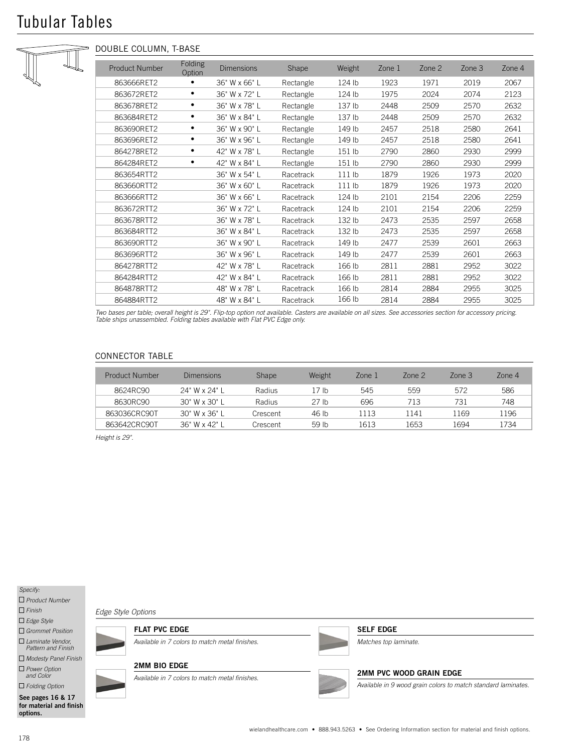# Tubular Tables

## DOUBLE COLUMN, T-BASE

| Product Number | Folding Option | Dimensions | Shape | Weight | Zone 1 | Zone 2 | Zone 3 | Zone 4 |
|---|---|---|---|---|---|---|---|---|
| 863666RET2 | • | 36" W x 66" L | Rectangle | 124 lb | 1923 | 1971 | 2019 | 2067 |
| 863672RET2 | • | 36" W x 72" L | Rectangle | 124 lb | 1975 | 2024 | 2074 | 2123 |
| 863678RET2 | • | 36" W x 78" L | Rectangle | 137 lb | 2448 | 2509 | 2570 | 2632 |
| 863684RET2 | • | 36" W x 84" L | Rectangle | 137 lb | 2448 | 2509 | 2570 | 2632 |
| 863690RET2 | • | 36" W x 90" L | Rectangle | 149 lb | 2457 | 2518 | 2580 | 2641 |
| 863696RET2 | • | 36" W x 96" L | Rectangle | 149 lb | 2457 | 2518 | 2580 | 2641 |
| 864278RET2 | • | 42" W x 78" L | Rectangle | 151 lb | 2790 | 2860 | 2930 | 2999 |
| 864284RET2 | • | 42" W x 84" L | Rectangle | 151 lb | 2790 | 2860 | 2930 | 2999 |
| 863654RTT2 | | 36" W x 54" L | Racetrack | 111 lb | 1879 | 1926 | 1973 | 2020 |
| 863660RTT2 | | 36" W x 60" L | Racetrack | 111 lb | 1879 | 1926 | 1973 | 2020 |
| 863666RTT2 | | 36" W x 66" L | Racetrack | 124 lb | 2101 | 2154 | 2206 | 2259 |
| 863672RTT2 | | 36" W x 72" L | Racetrack | 124 lb | 2101 | 2154 | 2206 | 2259 |
| 863678RTT2 | | 36" W x 78" L | Racetrack | 132 lb | 2473 | 2535 | 2597 | 2658 |
| 863684RTT2 | | 36" W x 84" L | Racetrack | 132 lb | 2473 | 2535 | 2597 | 2658 |
| 863690RTT2 | | 36" W x 90" L | Racetrack | 149 lb | 2477 | 2539 | 2601 | 2663 |
| 863696RTT2 | | 36" W x 96" L | Racetrack | 149 lb | 2477 | 2539 | 2601 | 2663 |
| 864278RTT2 | | 42" W x 78" L | Racetrack | 166 lb | 2811 | 2881 | 2952 | 3022 |
| 864284RTT2 | | 42" W x 84" L | Racetrack | 166 lb | 2811 | 2881 | 2952 | 3022 |
| 864878RTT2 | | 48" W x 78" L | Racetrack | 166 lb | 2814 | 2884 | 2955 | 3025 |
| 864884RTT2 | | 48" W x 84" L | Racetrack | 166 lb | 2814 | 2884 | 2955 | 3025 |

*Two bases per table; overall height is 29". Flip-top option not available. Casters are available on all sizes. See accessories section for accessory pricing. Table ships unassembled. Folding tables available with Flat PVC Edge only.*

## CONNECTOR TABLE

| Product Number | Dimensions | Shape | Weight | Zone 1 | Zone 2 | Zone 3 | Zone 4 |
|---|---|---|---|---|---|---|---|
| 8624RC90 | 24" W x 24" L | Radius | 17 lb | 545 | 559 | 572 | 586 |
| 8630RC90 | 30" W x 30" L | Radius | 27 lb | 696 | 713 | 731 | 748 |
| 863036CRC90T | 30" W x 36" L | Crescent | 46 lb | 1113 | 1141 | 1169 | 1196 |
| 863642CRC90T | 36" W x 42" L | Crescent | 59 lb | 1613 | 1653 | 1694 | 1734 |

*Height is 29".*

*Specify:*

- ☐ *Product Number*
- ☐ *Finish*
- ☐ *Edge Style*
- ☐ *Grommet Position*
- ☐ *Laminate Vendor, Pattern and Finish*
- ☐ *Modesty Panel Finish*
- ☐ *Power Option and Color*
- ☐ *Folding Option*

**See pages 16 & 17 for material and finish options.**

*Edge Style Options*

**FLAT PVC EDGE**

*Available in 7 colors to match metal finishes.*

**2MM BIO EDGE**

*Available in 7 colors to match metal finishes.*

**SELF EDGE**

*Matches top laminate.*

**2MM PVC WOOD GRAIN EDGE**

*Available in 9 wood grain colors to match standard laminates.*

wielandhealthcare.com • 888.943.5263 • See Ordering Information section for material and finish options.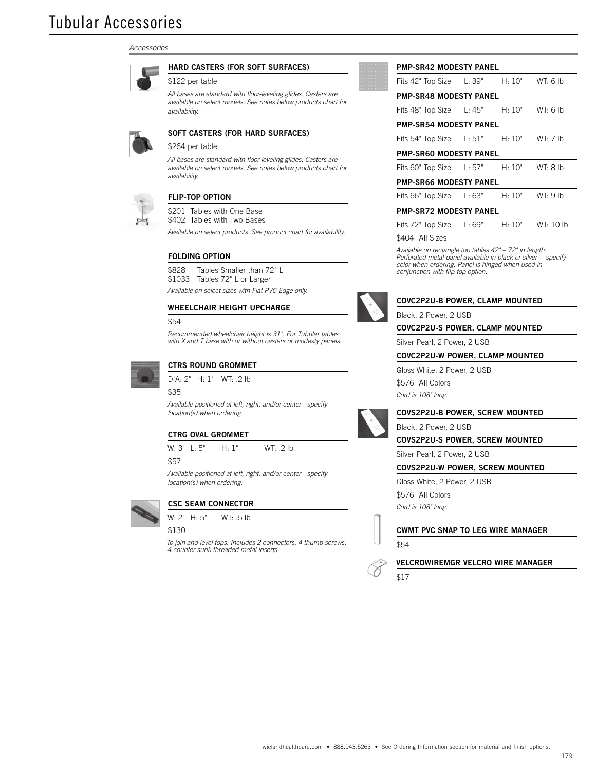# Tubular Accessories

*Accessories*

### HARD CASTERS (FOR SOFT SURFACES)

$122 per table

*All bases are standard with floor-leveling glides. Casters are available on select models. See notes below products chart for availability.*

### SOFT CASTERS (FOR HARD SURFACES)

$264 per table

*All bases are standard with floor-leveling glides. Casters are available on select models. See notes below products chart for availability.*

### FLIP-TOP OPTION

$201 Tables with One Base
$402 Tables with Two Bases

*Available on select products. See product chart for availability.*

### FOLDING OPTION

$828 Tables Smaller than 72" L
$1033 Tables 72" L or Larger

*Available on select sizes with Flat PVC Edge only.*

### WHEELCHAIR HEIGHT UPCHARGE

$54

*Recommended wheelchair height is 31". For Tubular tables with X and T base with or without casters or modesty panels.*

### CTRS ROUND GROMMET

DIA: 2" H: 1" WT: .2 lb

$35

*Available positioned at left, right, and/or center - specify location(s) when ordering.*

### CTRG OVAL GROMMET

W: 3" L: 5" H: 1" WT: .2 lb

$57

*Available positioned at left, right, and/or center - specify location(s) when ordering.*

### CSC SEAM CONNECTOR

W: 2" H: 5" WT: .5 lb

$130

*To join and level tops. Includes 2 connectors, 4 thumb screws, 4 counter sunk threaded metal inserts.*

### PMP-SR42 MODESTY PANEL

Fits 42" Top Size L: 39" H: 10" WT: 6 lb

### PMP-SR48 MODESTY PANEL

Fits 48" Top Size L: 45" H: 10" WT: 6 lb

### PMP-SR54 MODESTY PANEL

Fits 54" Top Size L: 51" H: 10" WT: 7 lb

### PMP-SR60 MODESTY PANEL

Fits 60" Top Size L: 57" H: 10" WT: 8 lb

### PMP-SR66 MODESTY PANEL

Fits 66" Top Size L: 63" H: 10" WT: 9 lb

### PMP-SR72 MODESTY PANEL

Fits 72" Top Size L: 69" H: 10" WT: 10 lb

$404 All Sizes

*Available on rectangle top tables 42" – 72" in length. Perforated metal panel available in black or silver—specify color when ordering. Panel is hinged when used in conjunction with flip-top option.*

### COVC2P2U-B POWER, CLAMP MOUNTED

Black, 2 Power, 2 USB

### COVC2P2U-S POWER, CLAMP MOUNTED

Silver Pearl, 2 Power, 2 USB

### COVC2P2U-W POWER, CLAMP MOUNTED

Gloss White, 2 Power, 2 USB

$576 All Colors

*Cord is 108" long.*

### COVS2P2U-B POWER, SCREW MOUNTED

Black, 2 Power, 2 USB

### COVS2P2U-S POWER, SCREW MOUNTED

Silver Pearl, 2 Power, 2 USB

### COVS2P2U-W POWER, SCREW MOUNTED

Gloss White, 2 Power, 2 USB

$576 All Colors

*Cord is 108" long.*

### CWMT PVC SNAP TO LEG WIRE MANAGER

$54

### VELCROWIREMGR VELCRO WIRE MANAGER

$17

wielandhealthcare.com • 888.943.5263 • See Ordering Information section for material and finish options.